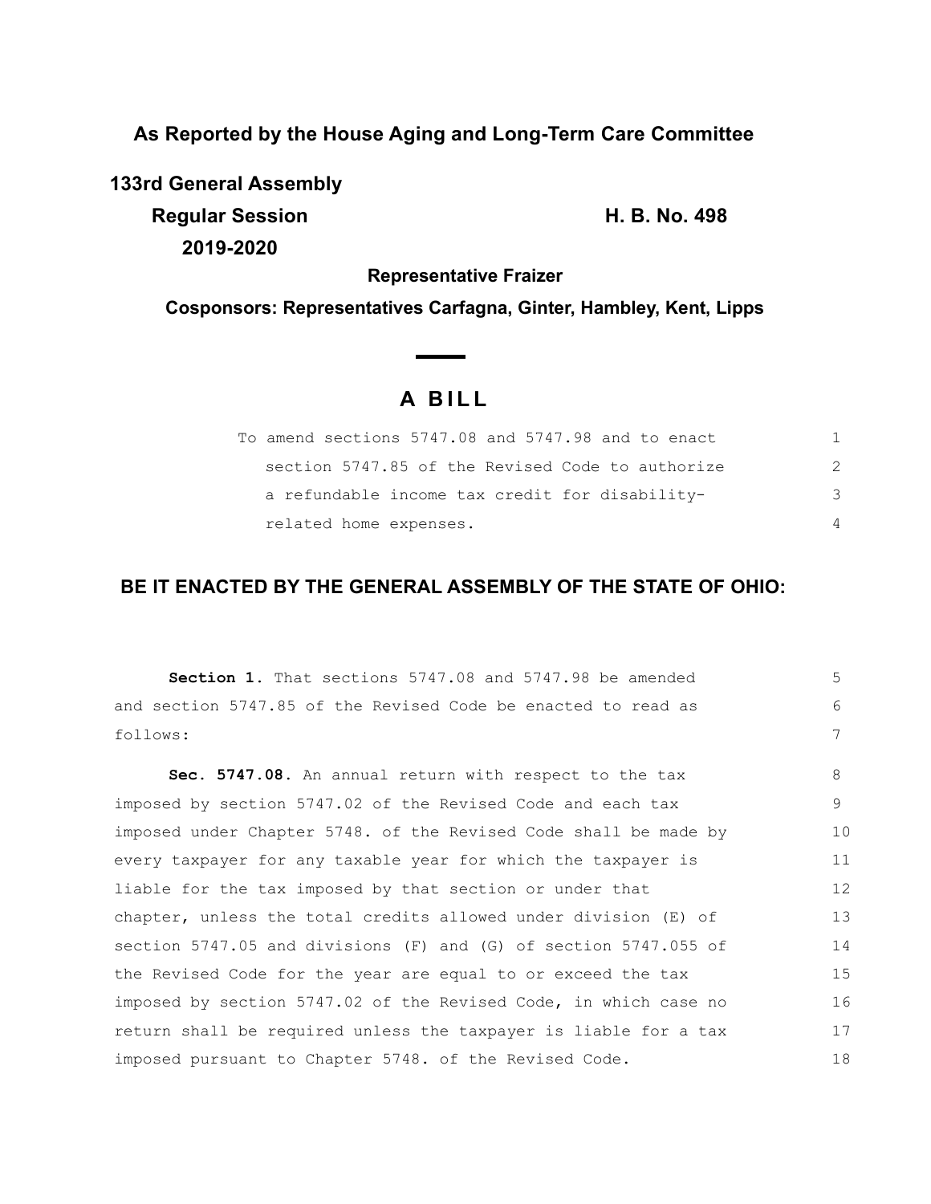**As Reported by the House Aging and Long-Term Care Committee**

**133rd General Assembly**

**Regular Session**

**2019-2020**

**H. B. No. 498**

**Representative Fraizer**

**Cosponsors: Representatives Carfagna, Ginter, Hambley, Kent, Lipps**

# A BILL

To amend sections 5747.08 and 5747.98 and to enact section 5747.85 of the Revised Code to authorize a refundable income tax credit for disability-related home expenses.

## BE IT ENACTED BY THE GENERAL ASSEMBLY OF THE STATE OF OHIO:

**Section 1.** That sections 5747.08 and 5747.98 be amended and section 5747.85 of the Revised Code be enacted to read as follows:

**Sec. 5747.08.** An annual return with respect to the tax imposed by section 5747.02 of the Revised Code and each tax imposed under Chapter 5748. of the Revised Code shall be made by every taxpayer for any taxable year for which the taxpayer is liable for the tax imposed by that section or under that chapter, unless the total credits allowed under division (E) of section 5747.05 and divisions (F) and (G) of section 5747.055 of the Revised Code for the year are equal to or exceed the tax imposed by section 5747.02 of the Revised Code, in which case no return shall be required unless the taxpayer is liable for a tax imposed pursuant to Chapter 5748. of the Revised Code.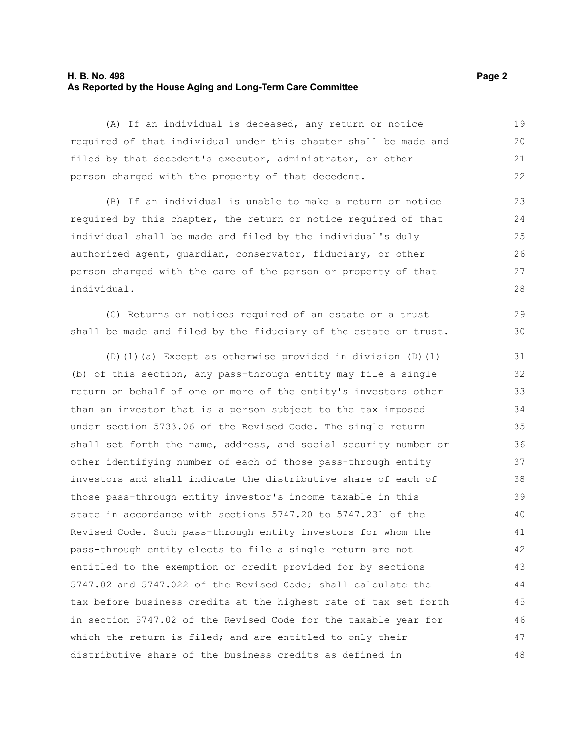(A) If an individual is deceased, any return or notice required of that individual under this chapter shall be made and filed by that decedent's executor, administrator, or other person charged with the property of that decedent.

(B) If an individual is unable to make a return or notice required by this chapter, the return or notice required of that individual shall be made and filed by the individual's duly authorized agent, guardian, conservator, fiduciary, or other person charged with the care of the person or property of that individual.

(C) Returns or notices required of an estate or a trust shall be made and filed by the fiduciary of the estate or trust.

(D)(1)(a) Except as otherwise provided in division (D)(1)(b) of this section, any pass-through entity may file a single return on behalf of one or more of the entity's investors other than an investor that is a person subject to the tax imposed under section 5733.06 of the Revised Code. The single return shall set forth the name, address, and social security number or other identifying number of each of those pass-through entity investors and shall indicate the distributive share of each of those pass-through entity investor's income taxable in this state in accordance with sections 5747.20 to 5747.231 of the Revised Code. Such pass-through entity investors for whom the pass-through entity elects to file a single return are not entitled to the exemption or credit provided for by sections 5747.02 and 5747.022 of the Revised Code; shall calculate the tax before business credits at the highest rate of tax set forth in section 5747.02 of the Revised Code for the taxable year for which the return is filed; and are entitled to only their distributive share of the business credits as defined in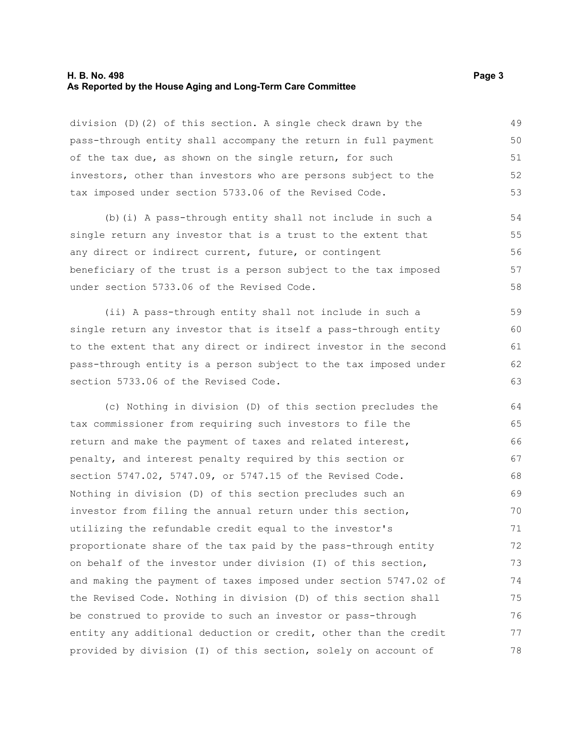division (D)(2) of this section. A single check drawn by the pass-through entity shall accompany the return in full payment of the tax due, as shown on the single return, for such investors, other than investors who are persons subject to the tax imposed under section 5733.06 of the Revised Code.

(b)(i) A pass-through entity shall not include in such a single return any investor that is a trust to the extent that any direct or indirect current, future, or contingent beneficiary of the trust is a person subject to the tax imposed under section 5733.06 of the Revised Code.

(ii) A pass-through entity shall not include in such a single return any investor that is itself a pass-through entity to the extent that any direct or indirect investor in the second pass-through entity is a person subject to the tax imposed under section 5733.06 of the Revised Code.

(c) Nothing in division (D) of this section precludes the tax commissioner from requiring such investors to file the return and make the payment of taxes and related interest, penalty, and interest penalty required by this section or section 5747.02, 5747.09, or 5747.15 of the Revised Code. Nothing in division (D) of this section precludes such an investor from filing the annual return under this section, utilizing the refundable credit equal to the investor's proportionate share of the tax paid by the pass-through entity on behalf of the investor under division (I) of this section, and making the payment of taxes imposed under section 5747.02 of the Revised Code. Nothing in division (D) of this section shall be construed to provide to such an investor or pass-through entity any additional deduction or credit, other than the credit provided by division (I) of this section, solely on account of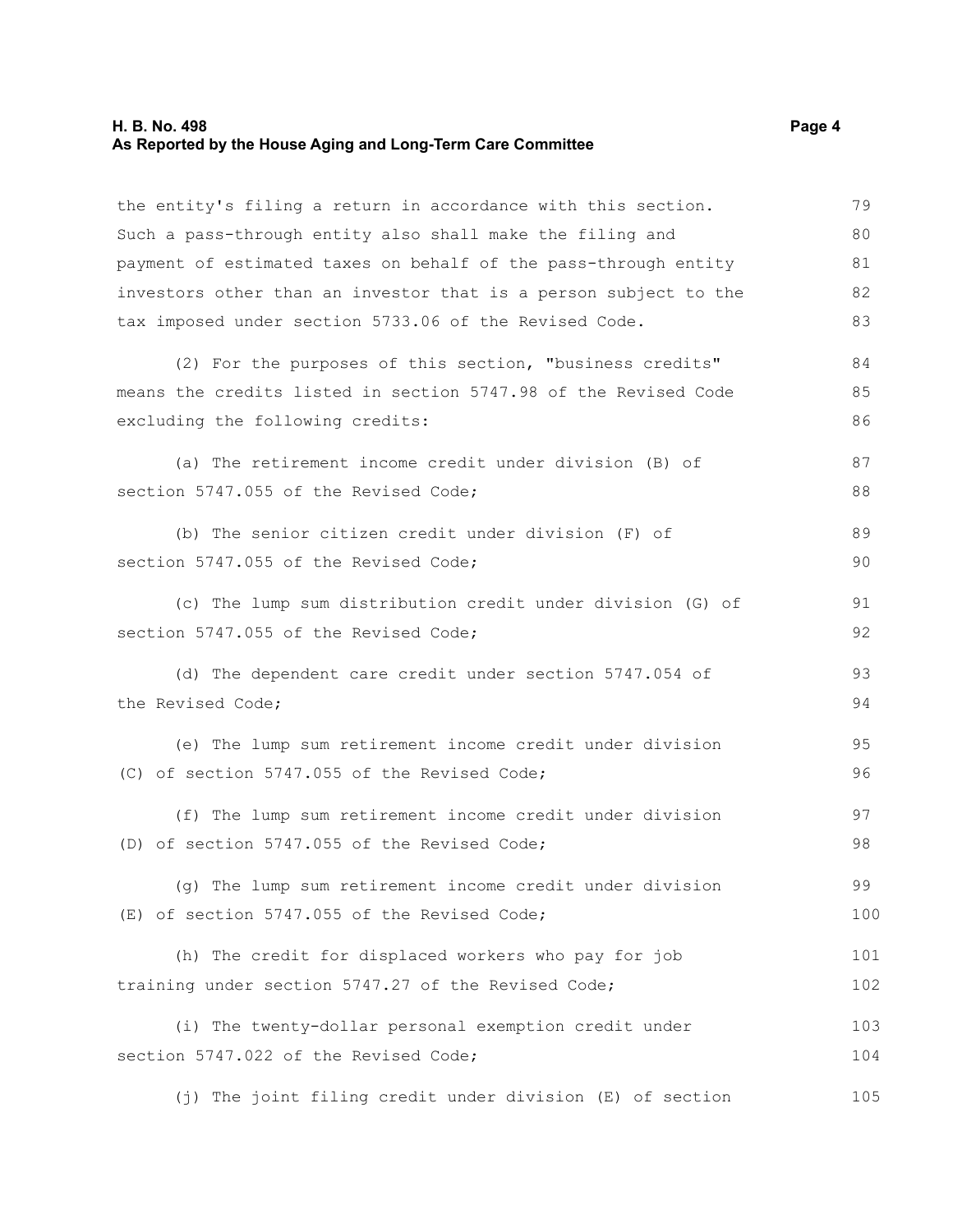the entity's filing a return in accordance with this section. Such a pass-through entity also shall make the filing and payment of estimated taxes on behalf of the pass-through entity investors other than an investor that is a person subject to the tax imposed under section 5733.06 of the Revised Code.

(2) For the purposes of this section, "business credits" means the credits listed in section 5747.98 of the Revised Code excluding the following credits:

(a) The retirement income credit under division (B) of section 5747.055 of the Revised Code;

(b) The senior citizen credit under division (F) of section 5747.055 of the Revised Code;

(c) The lump sum distribution credit under division (G) of section 5747.055 of the Revised Code;

(d) The dependent care credit under section 5747.054 of the Revised Code;

(e) The lump sum retirement income credit under division (C) of section 5747.055 of the Revised Code;

(f) The lump sum retirement income credit under division (D) of section 5747.055 of the Revised Code;

(g) The lump sum retirement income credit under division (E) of section 5747.055 of the Revised Code;

(h) The credit for displaced workers who pay for job training under section 5747.27 of the Revised Code;

(i) The twenty-dollar personal exemption credit under section 5747.022 of the Revised Code;

(j) The joint filing credit under division (E) of section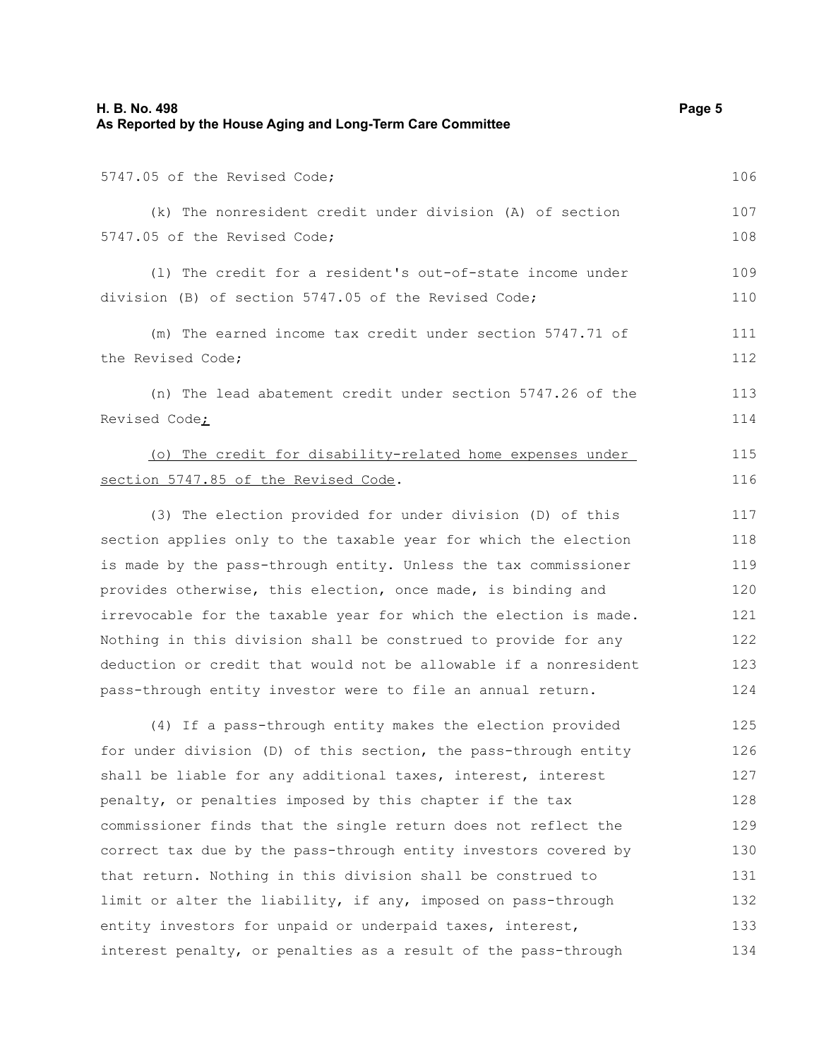5747.05 of the Revised Code;

(k) The nonresident credit under division (A) of section 5747.05 of the Revised Code;

(l) The credit for a resident's out-of-state income under division (B) of section 5747.05 of the Revised Code;

(m) The earned income tax credit under section 5747.71 of the Revised Code;

(n) The lead abatement credit under section 5747.26 of the Revised Code;

(o) The credit for disability-related home expenses under section 5747.85 of the Revised Code.

(3) The election provided for under division (D) of this section applies only to the taxable year for which the election is made by the pass-through entity. Unless the tax commissioner provides otherwise, this election, once made, is binding and irrevocable for the taxable year for which the election is made. Nothing in this division shall be construed to provide for any deduction or credit that would not be allowable if a nonresident pass-through entity investor were to file an annual return.

(4) If a pass-through entity makes the election provided for under division (D) of this section, the pass-through entity shall be liable for any additional taxes, interest, interest penalty, or penalties imposed by this chapter if the tax commissioner finds that the single return does not reflect the correct tax due by the pass-through entity investors covered by that return. Nothing in this division shall be construed to limit or alter the liability, if any, imposed on pass-through entity investors for unpaid or underpaid taxes, interest, interest penalty, or penalties as a result of the pass-through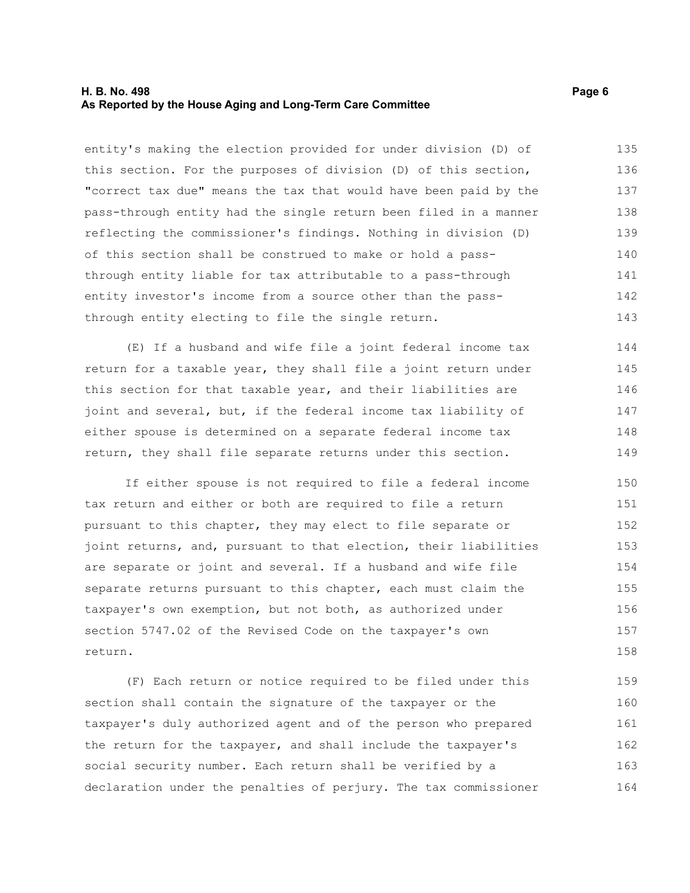entity's making the election provided for under division (D) of this section. For the purposes of division (D) of this section, "correct tax due" means the tax that would have been paid by the pass-through entity had the single return been filed in a manner reflecting the commissioner's findings. Nothing in division (D) of this section shall be construed to make or hold a pass-through entity liable for tax attributable to a pass-through entity investor's income from a source other than the pass-through entity electing to file the single return.

(E) If a husband and wife file a joint federal income tax return for a taxable year, they shall file a joint return under this section for that taxable year, and their liabilities are joint and several, but, if the federal income tax liability of either spouse is determined on a separate federal income tax return, they shall file separate returns under this section.

If either spouse is not required to file a federal income tax return and either or both are required to file a return pursuant to this chapter, they may elect to file separate or joint returns, and, pursuant to that election, their liabilities are separate or joint and several. If a husband and wife file separate returns pursuant to this chapter, each must claim the taxpayer's own exemption, but not both, as authorized under section 5747.02 of the Revised Code on the taxpayer's own return.

(F) Each return or notice required to be filed under this section shall contain the signature of the taxpayer or the taxpayer's duly authorized agent and of the person who prepared the return for the taxpayer, and shall include the taxpayer's social security number. Each return shall be verified by a declaration under the penalties of perjury. The tax commissioner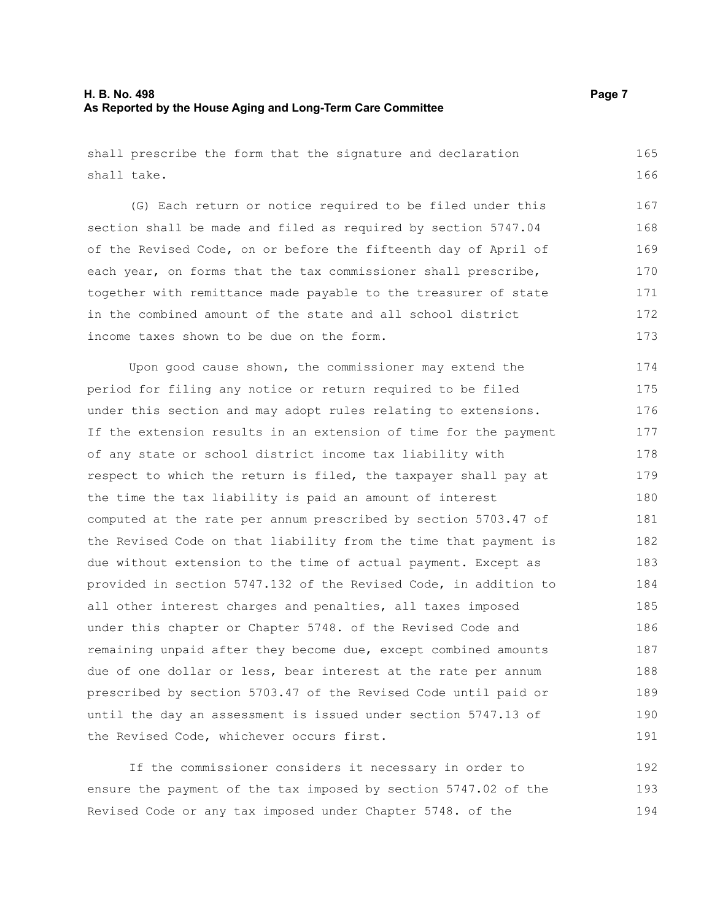shall prescribe the form that the signature and declaration shall take.

(G) Each return or notice required to be filed under this section shall be made and filed as required by section 5747.04 of the Revised Code, on or before the fifteenth day of April of each year, on forms that the tax commissioner shall prescribe, together with remittance made payable to the treasurer of state in the combined amount of the state and all school district income taxes shown to be due on the form.

Upon good cause shown, the commissioner may extend the period for filing any notice or return required to be filed under this section and may adopt rules relating to extensions. If the extension results in an extension of time for the payment of any state or school district income tax liability with respect to which the return is filed, the taxpayer shall pay at the time the tax liability is paid an amount of interest computed at the rate per annum prescribed by section 5703.47 of the Revised Code on that liability from the time that payment is due without extension to the time of actual payment. Except as provided in section 5747.132 of the Revised Code, in addition to all other interest charges and penalties, all taxes imposed under this chapter or Chapter 5748. of the Revised Code and remaining unpaid after they become due, except combined amounts due of one dollar or less, bear interest at the rate per annum prescribed by section 5703.47 of the Revised Code until paid or until the day an assessment is issued under section 5747.13 of the Revised Code, whichever occurs first.

If the commissioner considers it necessary in order to ensure the payment of the tax imposed by section 5747.02 of the Revised Code or any tax imposed under Chapter 5748. of the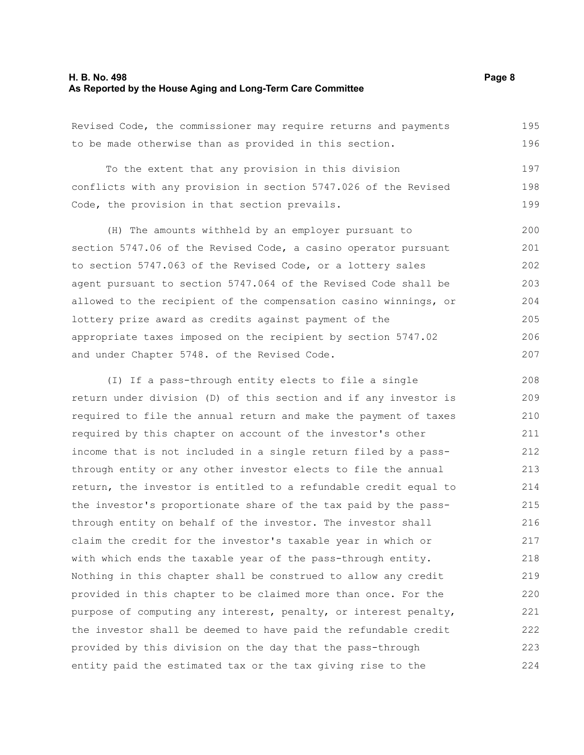Revised Code, the commissioner may require returns and payments to be made otherwise than as provided in this section.

To the extent that any provision in this division conflicts with any provision in section 5747.026 of the Revised Code, the provision in that section prevails.

(H) The amounts withheld by an employer pursuant to section 5747.06 of the Revised Code, a casino operator pursuant to section 5747.063 of the Revised Code, or a lottery sales agent pursuant to section 5747.064 of the Revised Code shall be allowed to the recipient of the compensation casino winnings, or lottery prize award as credits against payment of the appropriate taxes imposed on the recipient by section 5747.02 and under Chapter 5748. of the Revised Code.

(I) If a pass-through entity elects to file a single return under division (D) of this section and if any investor is required to file the annual return and make the payment of taxes required by this chapter on account of the investor's other income that is not included in a single return filed by a pass-through entity or any other investor elects to file the annual return, the investor is entitled to a refundable credit equal to the investor's proportionate share of the tax paid by the pass-through entity on behalf of the investor. The investor shall claim the credit for the investor's taxable year in which or with which ends the taxable year of the pass-through entity. Nothing in this chapter shall be construed to allow any credit provided in this chapter to be claimed more than once. For the purpose of computing any interest, penalty, or interest penalty, the investor shall be deemed to have paid the refundable credit provided by this division on the day that the pass-through entity paid the estimated tax or the tax giving rise to the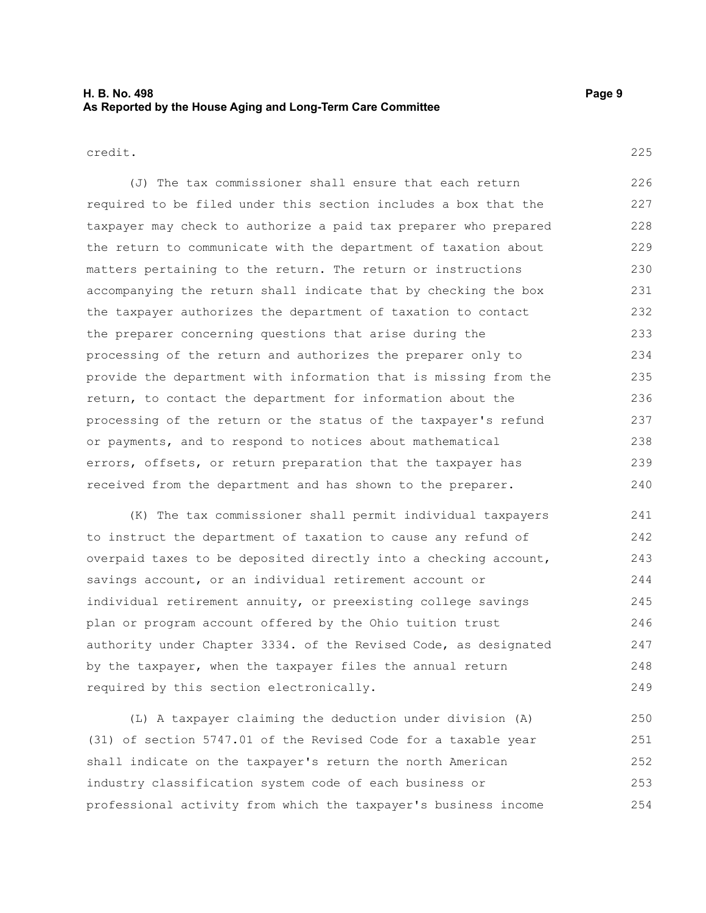credit.

(J) The tax commissioner shall ensure that each return required to be filed under this section includes a box that the taxpayer may check to authorize a paid tax preparer who prepared the return to communicate with the department of taxation about matters pertaining to the return. The return or instructions accompanying the return shall indicate that by checking the box the taxpayer authorizes the department of taxation to contact the preparer concerning questions that arise during the processing of the return and authorizes the preparer only to provide the department with information that is missing from the return, to contact the department for information about the processing of the return or the status of the taxpayer's refund or payments, and to respond to notices about mathematical errors, offsets, or return preparation that the taxpayer has received from the department and has shown to the preparer.

(K) The tax commissioner shall permit individual taxpayers to instruct the department of taxation to cause any refund of overpaid taxes to be deposited directly into a checking account, savings account, or an individual retirement account or individual retirement annuity, or preexisting college savings plan or program account offered by the Ohio tuition trust authority under Chapter 3334. of the Revised Code, as designated by the taxpayer, when the taxpayer files the annual return required by this section electronically.

(L) A taxpayer claiming the deduction under division (A)(31) of section 5747.01 of the Revised Code for a taxable year shall indicate on the taxpayer's return the north American industry classification system code of each business or professional activity from which the taxpayer's business income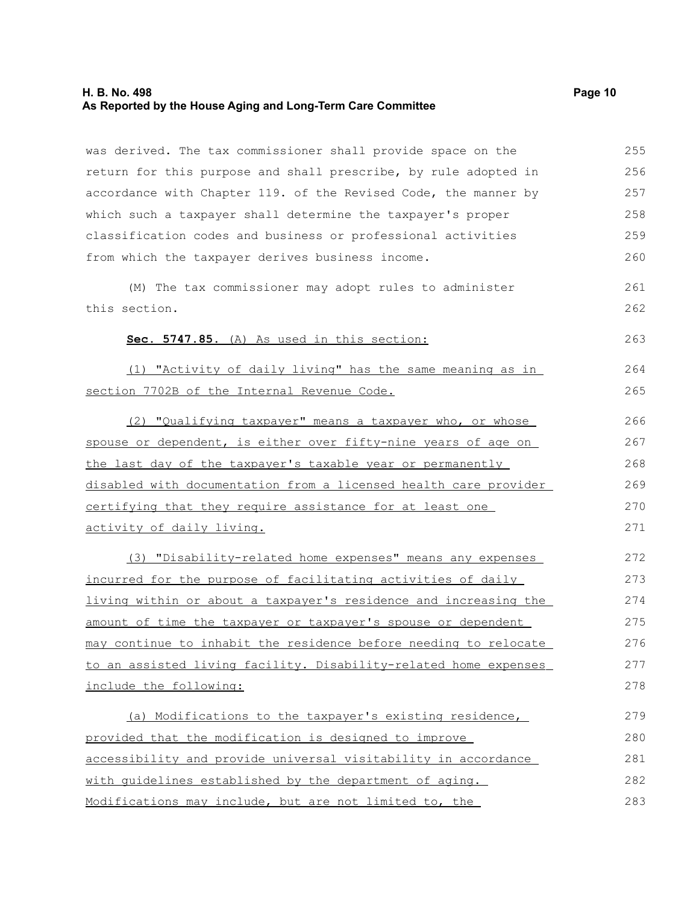was derived. The tax commissioner shall provide space on the return for this purpose and shall prescribe, by rule adopted in accordance with Chapter 119. of the Revised Code, the manner by which such a taxpayer shall determine the taxpayer's proper classification codes and business or professional activities from which the taxpayer derives business income.

(M) The tax commissioner may adopt rules to administer this section.

**Sec. 5747.85.** (A) As used in this section:

(1) "Activity of daily living" has the same meaning as in section 7702B of the Internal Revenue Code.

(2) "Qualifying taxpayer" means a taxpayer who, or whose spouse or dependent, is either over fifty-nine years of age on the last day of the taxpayer's taxable year or permanently disabled with documentation from a licensed health care provider certifying that they require assistance for at least one activity of daily living.

(3) "Disability-related home expenses" means any expenses incurred for the purpose of facilitating activities of daily living within or about a taxpayer's residence and increasing the amount of time the taxpayer or taxpayer's spouse or dependent may continue to inhabit the residence before needing to relocate to an assisted living facility. Disability-related home expenses include the following:

(a) Modifications to the taxpayer's existing residence, provided that the modification is designed to improve accessibility and provide universal visitability in accordance with guidelines established by the department of aging. Modifications may include, but are not limited to, the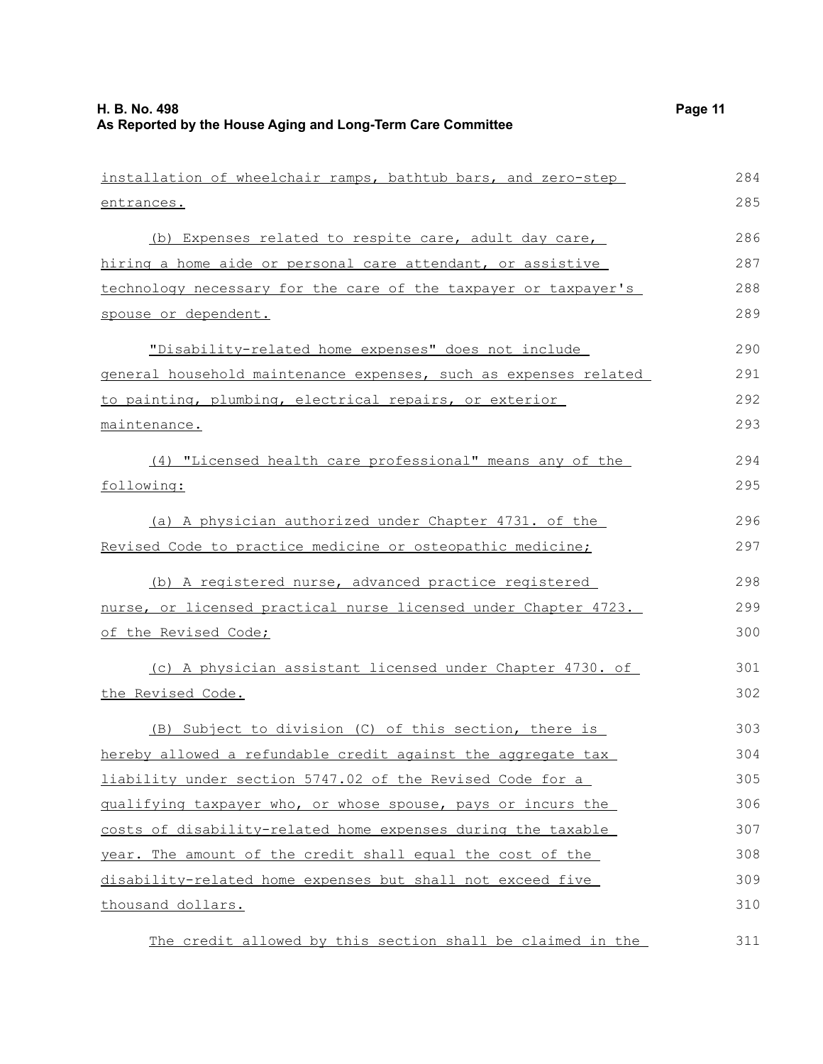installation of wheelchair ramps, bathtub bars, and zero-step entrances.

(b) Expenses related to respite care, adult day care, hiring a home aide or personal care attendant, or assistive technology necessary for the care of the taxpayer or taxpayer's spouse or dependent.

"Disability-related home expenses" does not include general household maintenance expenses, such as expenses related to painting, plumbing, electrical repairs, or exterior maintenance.

(4) "Licensed health care professional" means any of the following:

(a) A physician authorized under Chapter 4731. of the Revised Code to practice medicine or osteopathic medicine;

(b) A registered nurse, advanced practice registered nurse, or licensed practical nurse licensed under Chapter 4723. of the Revised Code;

(c) A physician assistant licensed under Chapter 4730. of the Revised Code.

(B) Subject to division (C) of this section, there is hereby allowed a refundable credit against the aggregate tax liability under section 5747.02 of the Revised Code for a qualifying taxpayer who, or whose spouse, pays or incurs the costs of disability-related home expenses during the taxable year. The amount of the credit shall equal the cost of the disability-related home expenses but shall not exceed five thousand dollars.

The credit allowed by this section shall be claimed in the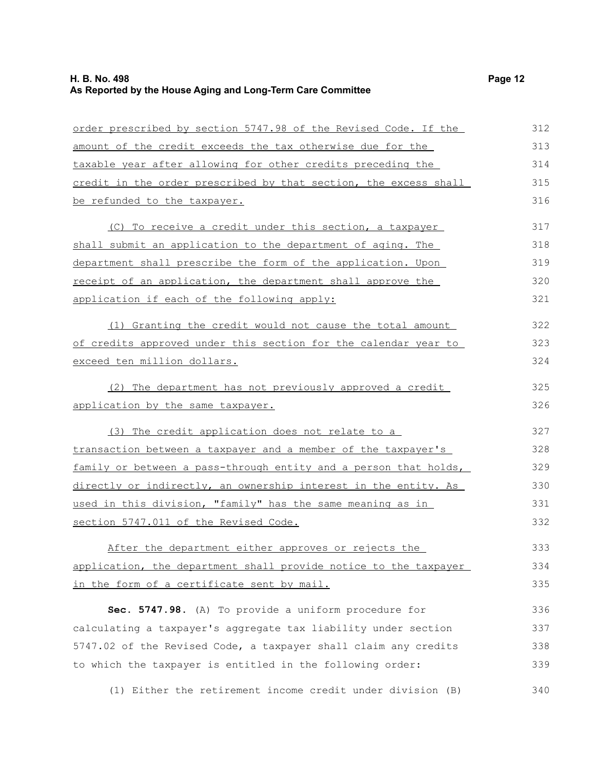order prescribed by section 5747.98 of the Revised Code. If the amount of the credit exceeds the tax otherwise due for the taxable year after allowing for other credits preceding the credit in the order prescribed by that section, the excess shall be refunded to the taxpayer.

(C) To receive a credit under this section, a taxpayer shall submit an application to the department of aging. The department shall prescribe the form of the application. Upon receipt of an application, the department shall approve the application if each of the following apply:

(1) Granting the credit would not cause the total amount of credits approved under this section for the calendar year to exceed ten million dollars.

(2) The department has not previously approved a credit application by the same taxpayer.

(3) The credit application does not relate to a transaction between a taxpayer and a member of the taxpayer's family or between a pass-through entity and a person that holds, directly or indirectly, an ownership interest in the entity. As used in this division, "family" has the same meaning as in section 5747.011 of the Revised Code.

After the department either approves or rejects the application, the department shall provide notice to the taxpayer in the form of a certificate sent by mail.

**Sec. 5747.98.** (A) To provide a uniform procedure for calculating a taxpayer's aggregate tax liability under section 5747.02 of the Revised Code, a taxpayer shall claim any credits to which the taxpayer is entitled in the following order:

(1) Either the retirement income credit under division (B)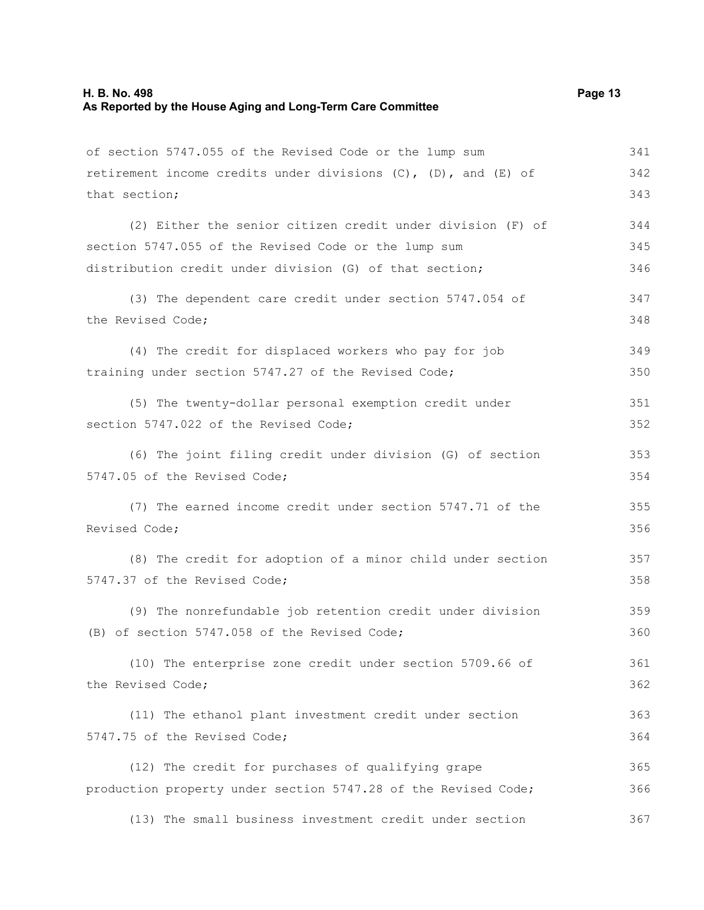of section 5747.055 of the Revised Code or the lump sum retirement income credits under divisions (C), (D), and (E) of that section;

(2) Either the senior citizen credit under division (F) of section 5747.055 of the Revised Code or the lump sum distribution credit under division (G) of that section;

(3) The dependent care credit under section 5747.054 of the Revised Code;

(4) The credit for displaced workers who pay for job training under section 5747.27 of the Revised Code;

(5) The twenty-dollar personal exemption credit under section 5747.022 of the Revised Code;

(6) The joint filing credit under division (G) of section 5747.05 of the Revised Code;

(7) The earned income credit under section 5747.71 of the Revised Code;

(8) The credit for adoption of a minor child under section 5747.37 of the Revised Code;

(9) The nonrefundable job retention credit under division (B) of section 5747.058 of the Revised Code;

(10) The enterprise zone credit under section 5709.66 of the Revised Code;

(11) The ethanol plant investment credit under section 5747.75 of the Revised Code;

(12) The credit for purchases of qualifying grape production property under section 5747.28 of the Revised Code;

(13) The small business investment credit under section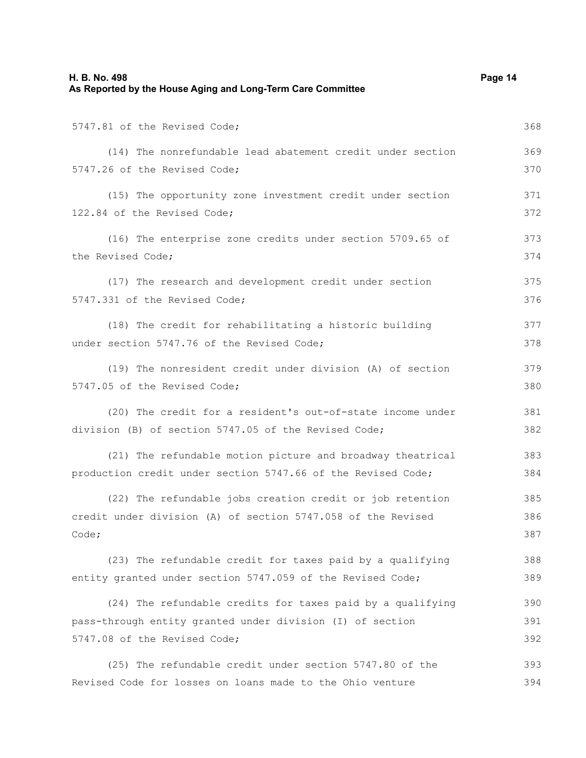5747.81 of the Revised Code;

(14) The nonrefundable lead abatement credit under section 5747.26 of the Revised Code;

(15) The opportunity zone investment credit under section 122.84 of the Revised Code;

(16) The enterprise zone credits under section 5709.65 of the Revised Code;

(17) The research and development credit under section 5747.331 of the Revised Code;

(18) The credit for rehabilitating a historic building under section 5747.76 of the Revised Code;

(19) The nonresident credit under division (A) of section 5747.05 of the Revised Code;

(20) The credit for a resident's out-of-state income under division (B) of section 5747.05 of the Revised Code;

(21) The refundable motion picture and broadway theatrical production credit under section 5747.66 of the Revised Code;

(22) The refundable jobs creation credit or job retention credit under division (A) of section 5747.058 of the Revised Code;

(23) The refundable credit for taxes paid by a qualifying entity granted under section 5747.059 of the Revised Code;

(24) The refundable credits for taxes paid by a qualifying pass-through entity granted under division (I) of section 5747.08 of the Revised Code;

(25) The refundable credit under section 5747.80 of the Revised Code for losses on loans made to the Ohio venture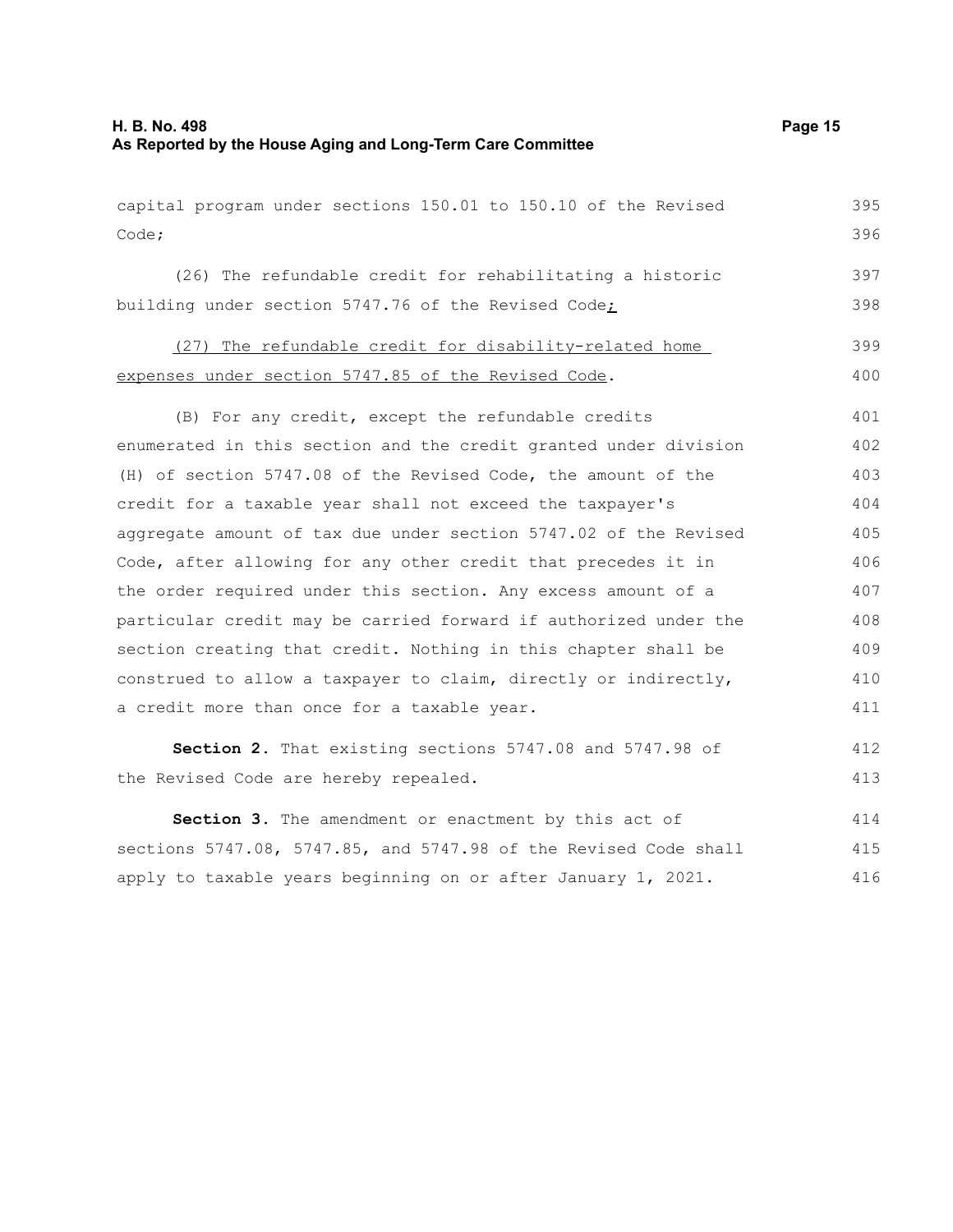capital program under sections 150.01 to 150.10 of the Revised Code;

(26) The refundable credit for rehabilitating a historic building under section 5747.76 of the Revised Code;

(27) The refundable credit for disability-related home expenses under section 5747.85 of the Revised Code.

(B) For any credit, except the refundable credits enumerated in this section and the credit granted under division (H) of section 5747.08 of the Revised Code, the amount of the credit for a taxable year shall not exceed the taxpayer's aggregate amount of tax due under section 5747.02 of the Revised Code, after allowing for any other credit that precedes it in the order required under this section. Any excess amount of a particular credit may be carried forward if authorized under the section creating that credit. Nothing in this chapter shall be construed to allow a taxpayer to claim, directly or indirectly, a credit more than once for a taxable year.

**Section 2.** That existing sections 5747.08 and 5747.98 of the Revised Code are hereby repealed.

**Section 3.** The amendment or enactment by this act of sections 5747.08, 5747.85, and 5747.98 of the Revised Code shall apply to taxable years beginning on or after January 1, 2021.